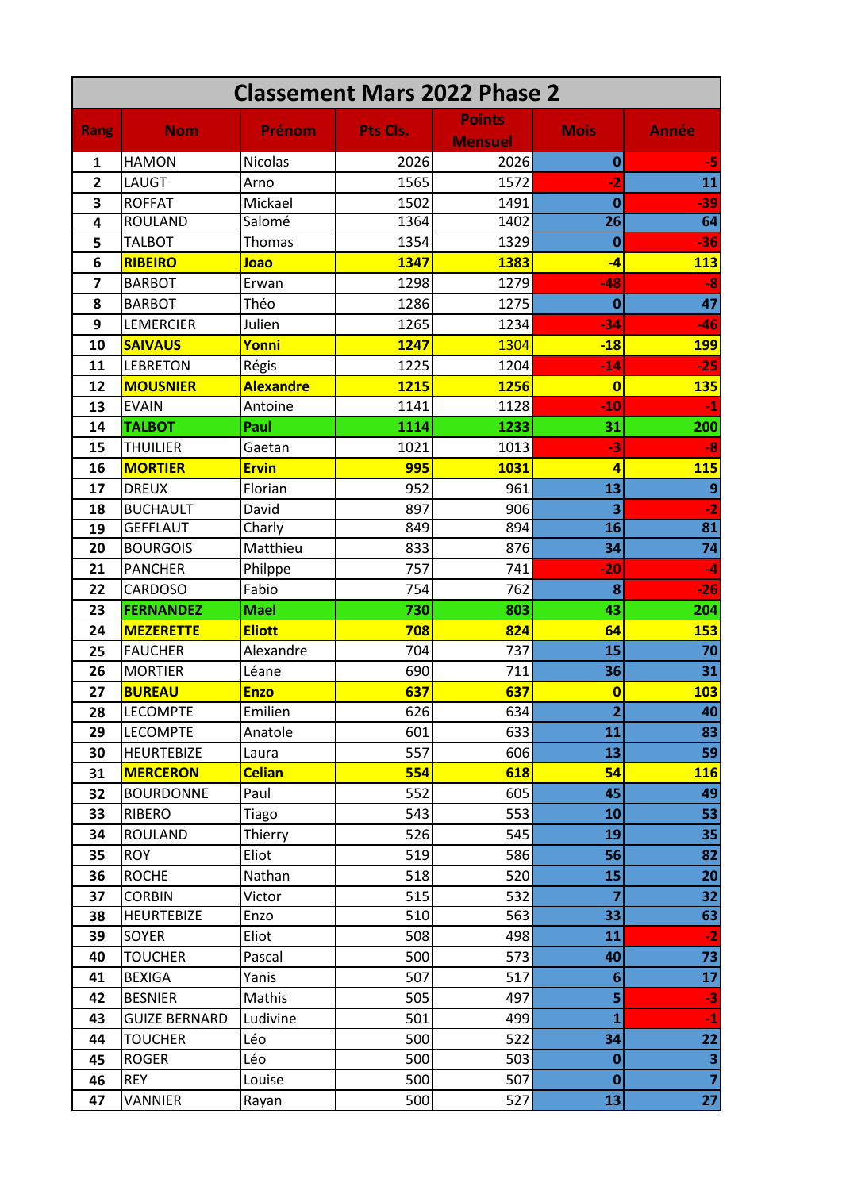| Classement Mars 2022 Phase 2 | | | | | | |
|---|---|---|---|---|---|---|
| **Rang** | **Nom** | **Prénom** | **Pts Cls.** | **Points Mensuel** | **Mois** | **Année** |
| 1 | HAMON | Nicolas | 2026 | 2026 | 0 | -5 |
| 2 | LAUGT | Arno | 1565 | 1572 | -2 | 11 |
| 3 | ROFFAT | Mickael | 1502 | 1491 | 0 | -39 |
| 4 | ROULAND | Salomé | 1364 | 1402 | 26 | 64 |
| 5 | TALBOT | Thomas | 1354 | 1329 | 0 | -36 |
| 6 | **RIBEIRO** | **Joao** | **1347** | **1383** | **-4** | **113** |
| 7 | BARBOT | Erwan | 1298 | 1279 | -48 | -8 |
| 8 | BARBOT | Théo | 1286 | 1275 | 0 | 47 |
| 9 | LEMERCIER | Julien | 1265 | 1234 | -34 | -46 |
| 10 | **SAIVAUS** | **Yonni** | **1247** | **1304** | **-18** | **199** |
| 11 | LEBRETON | Régis | 1225 | 1204 | -14 | -25 |
| 12 | **MOUSNIER** | **Alexandre** | **1215** | **1256** | **0** | **135** |
| 13 | EVAIN | Antoine | 1141 | 1128 | -10 | -1 |
| 14 | **TALBOT** | **Paul** | **1114** | **1233** | **31** | **200** |
| 15 | THUILIER | Gaetan | 1021 | 1013 | -3 | -8 |
| 16 | **MORTIER** | **Ervin** | **995** | **1031** | **4** | **115** |
| 17 | DREUX | Florian | 952 | 961 | 13 | 9 |
| 18 | BUCHAULT | David | 897 | 906 | 3 | -2 |
| 19 | GEFFLAUT | Charly | 849 | 894 | 16 | 81 |
| 20 | BOURGOIS | Matthieu | 833 | 876 | 34 | 74 |
| 21 | PANCHER | Philppe | 757 | 741 | -20 | -4 |
| 22 | CARDOSO | Fabio | 754 | 762 | 8 | -26 |
| 23 | **FERNANDEZ** | **Mael** | **730** | **803** | **43** | **204** |
| 24 | **MEZERETTE** | **Eliott** | **708** | **824** | **64** | **153** |
| 25 | FAUCHER | Alexandre | 704 | 737 | 15 | 70 |
| 26 | MORTIER | Léane | 690 | 711 | 36 | 31 |
| 27 | **BUREAU** | **Enzo** | **637** | **637** | **0** | **103** |
| 28 | LECOMPTE | Emilien | 626 | 634 | 2 | 40 |
| 29 | LECOMPTE | Anatole | 601 | 633 | 11 | 83 |
| 30 | HEURTEBIZE | Laura | 557 | 606 | 13 | 59 |
| 31 | **MERCERON** | **Celian** | **554** | **618** | **54** | **116** |
| 32 | BOURDONNE | Paul | 552 | 605 | 45 | 49 |
| 33 | RIBERO | Tiago | 543 | 553 | 10 | 53 |
| 34 | ROULAND | Thierry | 526 | 545 | 19 | 35 |
| 35 | ROY | Eliot | 519 | 586 | 56 | 82 |
| 36 | ROCHE | Nathan | 518 | 520 | 15 | 20 |
| 37 | CORBIN | Victor | 515 | 532 | 7 | 32 |
| 38 | HEURTEBIZE | Enzo | 510 | 563 | 33 | 63 |
| 39 | SOYER | Eliot | 508 | 498 | 11 | -2 |
| 40 | TOUCHER | Pascal | 500 | 573 | 40 | 73 |
| 41 | BEXIGA | Yanis | 507 | 517 | 6 | 17 |
| 42 | BESNIER | Mathis | 505 | 497 | 5 | -3 |
| 43 | GUIZE BERNARD | Ludivine | 501 | 499 | 1 | -1 |
| 44 | TOUCHER | Léo | 500 | 522 | 34 | 22 |
| 45 | ROGER | Léo | 500 | 503 | 0 | 3 |
| 46 | REY | Louise | 500 | 507 | 0 | 7 |
| 47 | VANNIER | Rayan | 500 | 527 | 13 | 27 |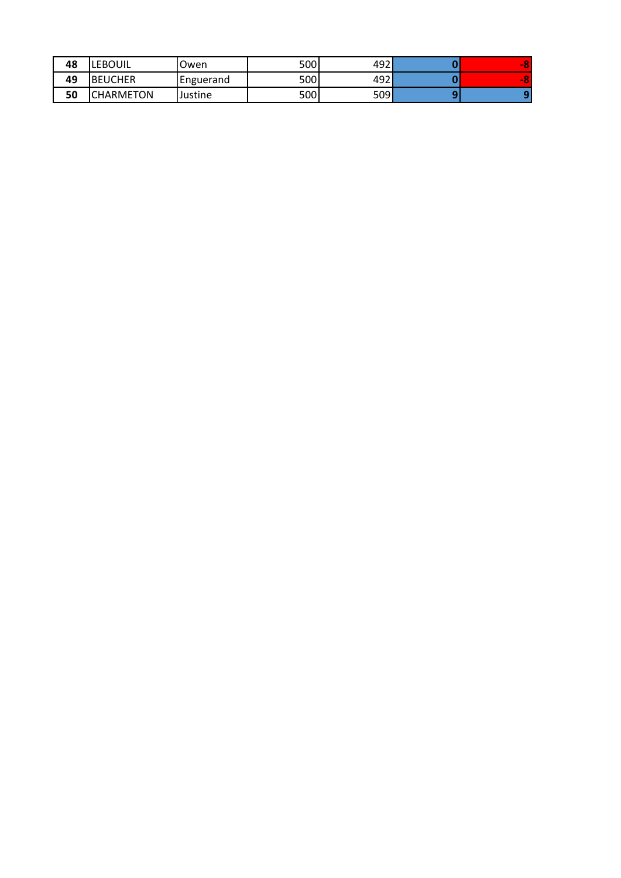| | | | | | | |
|---|---|---|---|---|---|---|
| **48** | LEBOUIL | Owen | 500 | 492 | **0** | **-8** |
| **49** | BEUCHER | Enguerand | 500 | 492 | **0** | **-8** |
| **50** | CHARMETON | Justine | 500 | 509 | **9** | **9** |